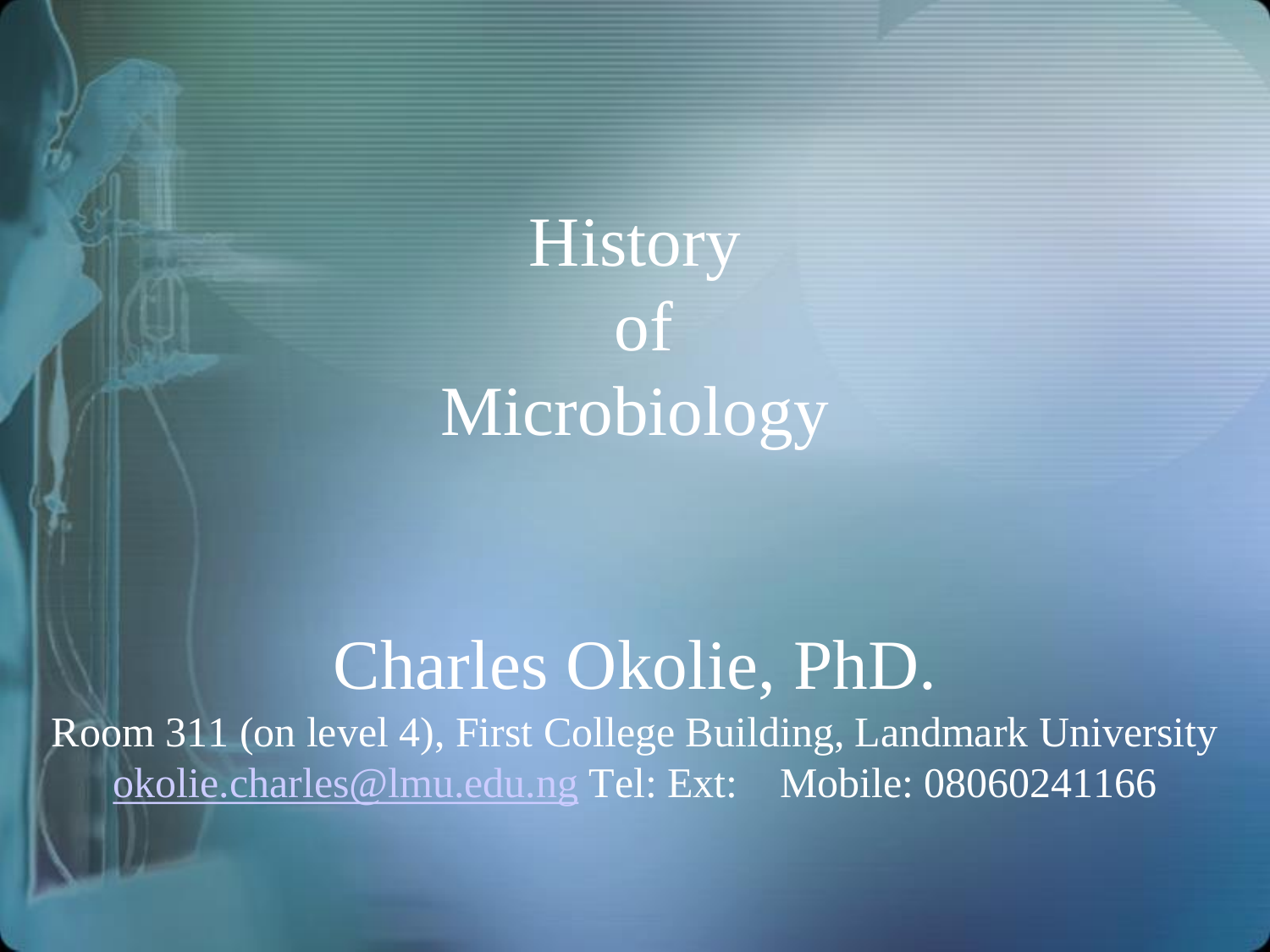# History of Microbiology

Charles Okolie, PhD.

Room 311 (on level 4), First College Building, Landmark University

okolie.charles@lmu.edu.ng Tel: Ext: Mobile: 08060241166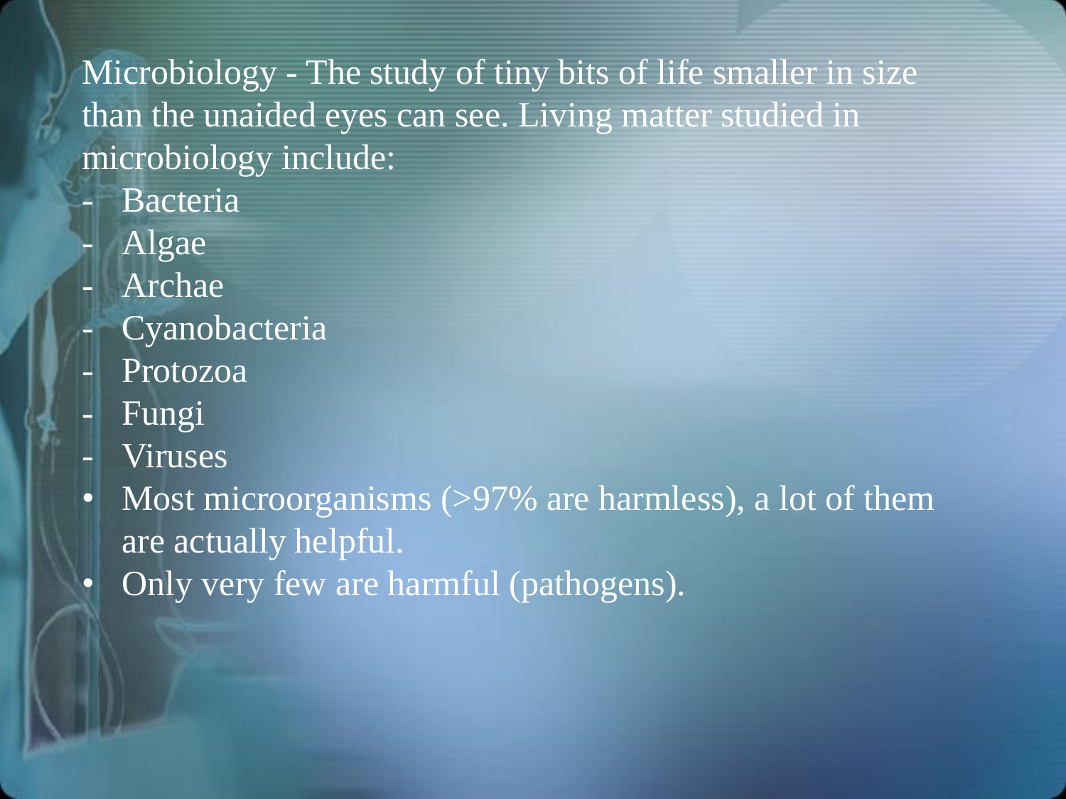Microbiology - The study of tiny bits of life smaller in size than the unaided eyes can see. Living matter studied in microbiology include:

- Bacteria
- Algae
- Archae
- Cyanobacteria
- Protozoa
- Fungi
- Viruses

- Most microorganisms (>97% are harmless), a lot of them are actually helpful.
- Only very few are harmful (pathogens).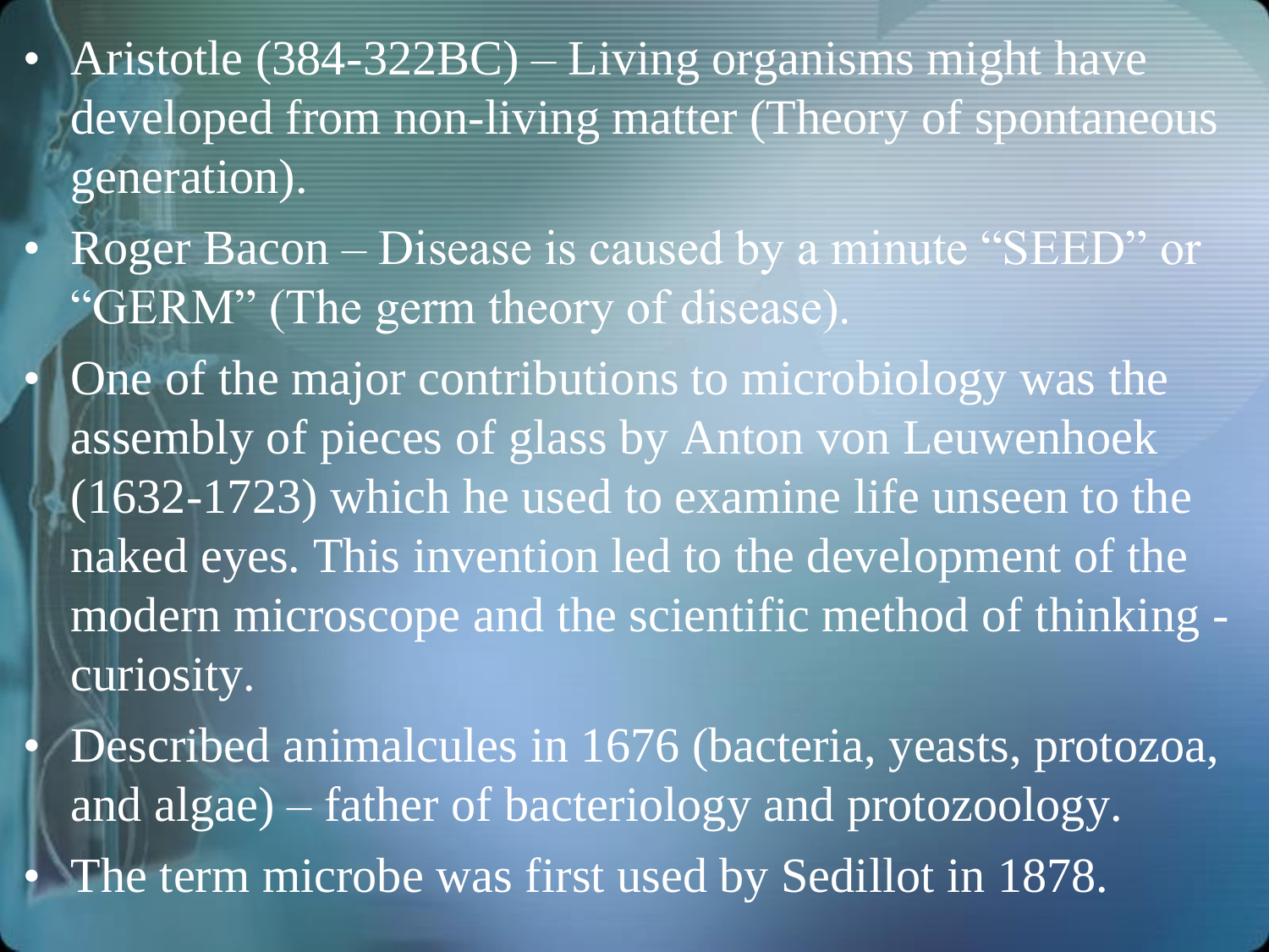- Aristotle (384-322BC) – Living organisms might have developed from non-living matter (Theory of spontaneous generation).
- Roger Bacon – Disease is caused by a minute "SEED" or "GERM" (The germ theory of disease).
- One of the major contributions to microbiology was the assembly of pieces of glass by Anton von Leuwenhoek (1632-1723) which he used to examine life unseen to the naked eyes. This invention led to the development of the modern microscope and the scientific method of thinking - curiosity.
- Described animalcules in 1676 (bacteria, yeasts, protozoa, and algae) – father of bacteriology and protozoology.
- The term microbe was first used by Sedillot in 1878.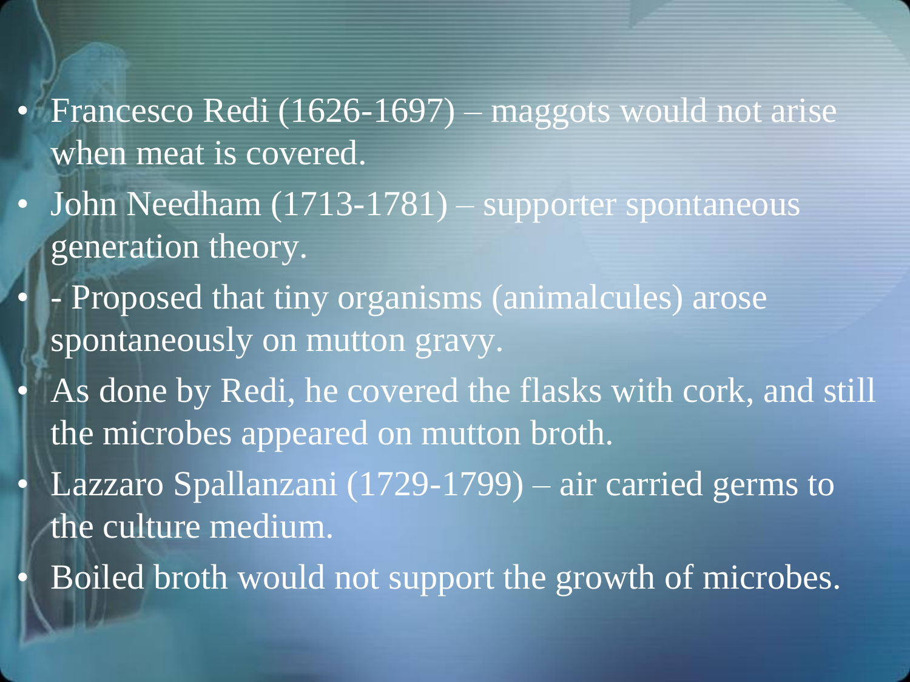- Francesco Redi (1626-1697) – maggots would not arise when meat is covered.
- John Needham (1713-1781) – supporter spontaneous generation theory.
- - Proposed that tiny organisms (animalcules) arose spontaneously on mutton gravy.
- As done by Redi, he covered the flasks with cork, and still the microbes appeared on mutton broth.
- Lazzaro Spallanzani (1729-1799) – air carried germs to the culture medium.
- Boiled broth would not support the growth of microbes.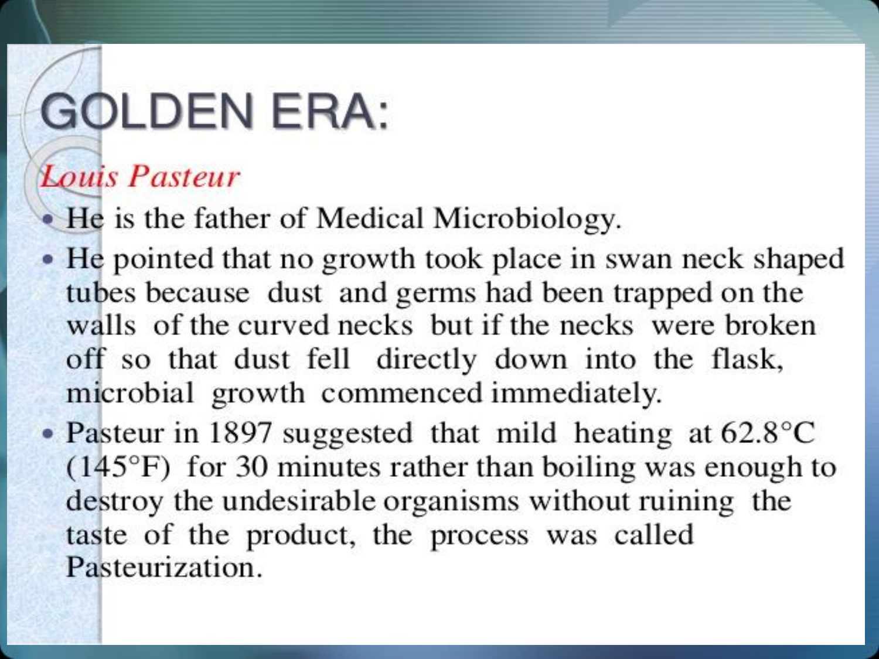# GOLDEN ERA:

## *Louis Pasteur*

- He is the father of Medical Microbiology.
- He pointed that no growth took place in swan neck shaped tubes because dust and germs had been trapped on the walls of the curved necks but if the necks were broken off so that dust fell directly down into the flask, microbial growth commenced immediately.
- Pasteur in 1897 suggested that mild heating at 62.8°C (145°F) for 30 minutes rather than boiling was enough to destroy the undesirable organisms without ruining the taste of the product, the process was called Pasteurization.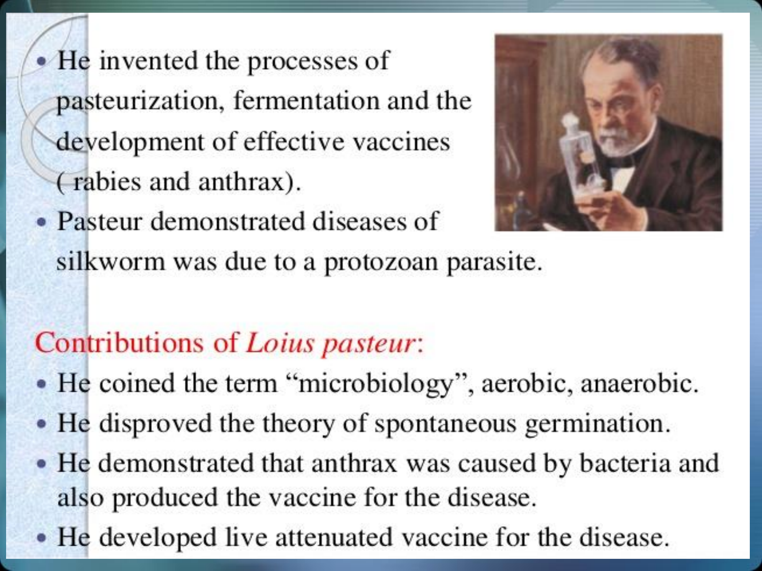- He invented the processes of pasteurization, fermentation and the development of effective vaccines ( rabies and anthrax).
- Pasteur demonstrated diseases of silkworm was due to a protozoan parasite.

## Contributions of *Loius pasteur*:

- He coined the term "microbiology", aerobic, anaerobic.
- He disproved the theory of spontaneous germination.
- He demonstrated that anthrax was caused by bacteria and also produced the vaccine for the disease.
- He developed live attenuated vaccine for the disease.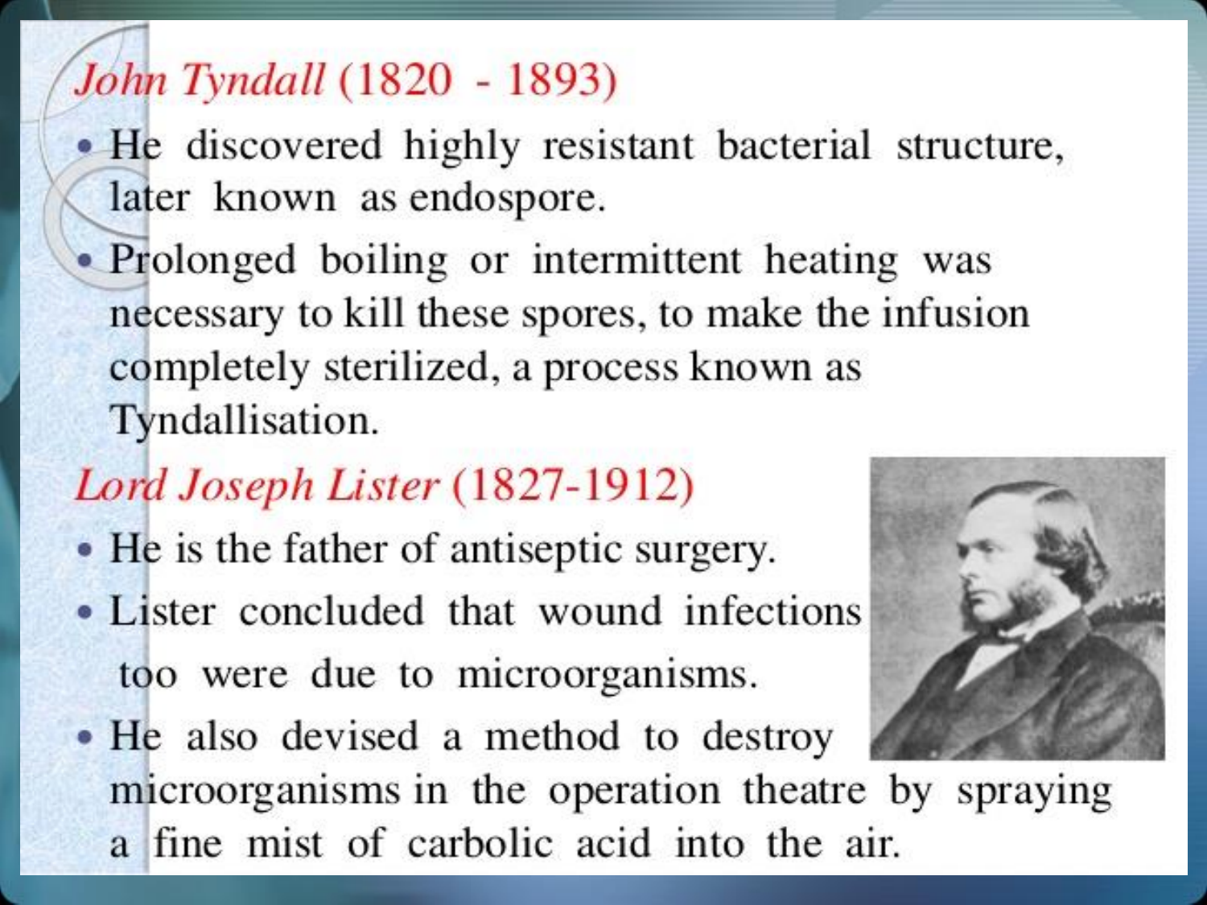## *John Tyndall* (1820 - 1893)

- He discovered highly resistant bacterial structure, later known as endospore.
- Prolonged boiling or intermittent heating was necessary to kill these spores, to make the infusion completely sterilized, a process known as Tyndallisation.

## *Lord Joseph Lister* (1827-1912)

- He is the father of antiseptic surgery.
- Lister concluded that wound infections too were due to microorganisms.
- He also devised a method to destroy microorganisms in the operation theatre by spraying a fine mist of carbolic acid into the air.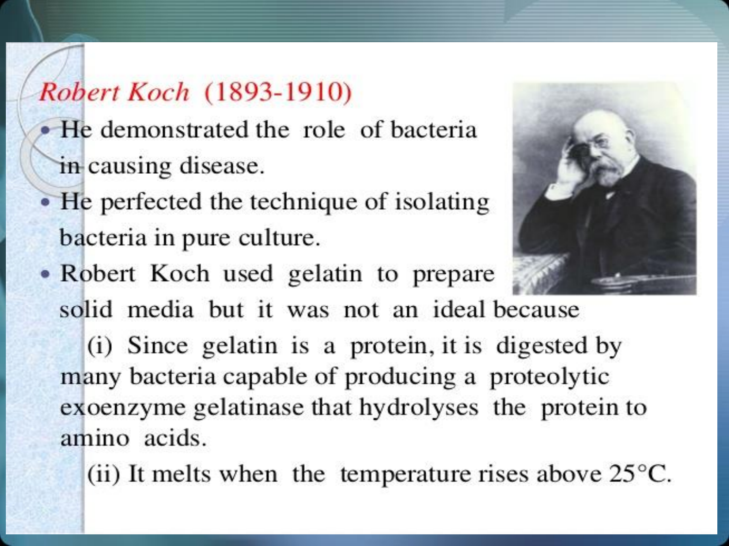## *Robert Koch* (1893-1910)

- He demonstrated the role of bacteria in causing disease.
- He perfected the technique of isolating bacteria in pure culture.
- Robert Koch used gelatin to prepare solid media but it was not an ideal because

  (i) Since gelatin is a protein, it is digested by many bacteria capable of producing a proteolytic exoenzyme gelatinase that hydrolyses the protein to amino acids.

  (ii) It melts when the temperature rises above 25°C.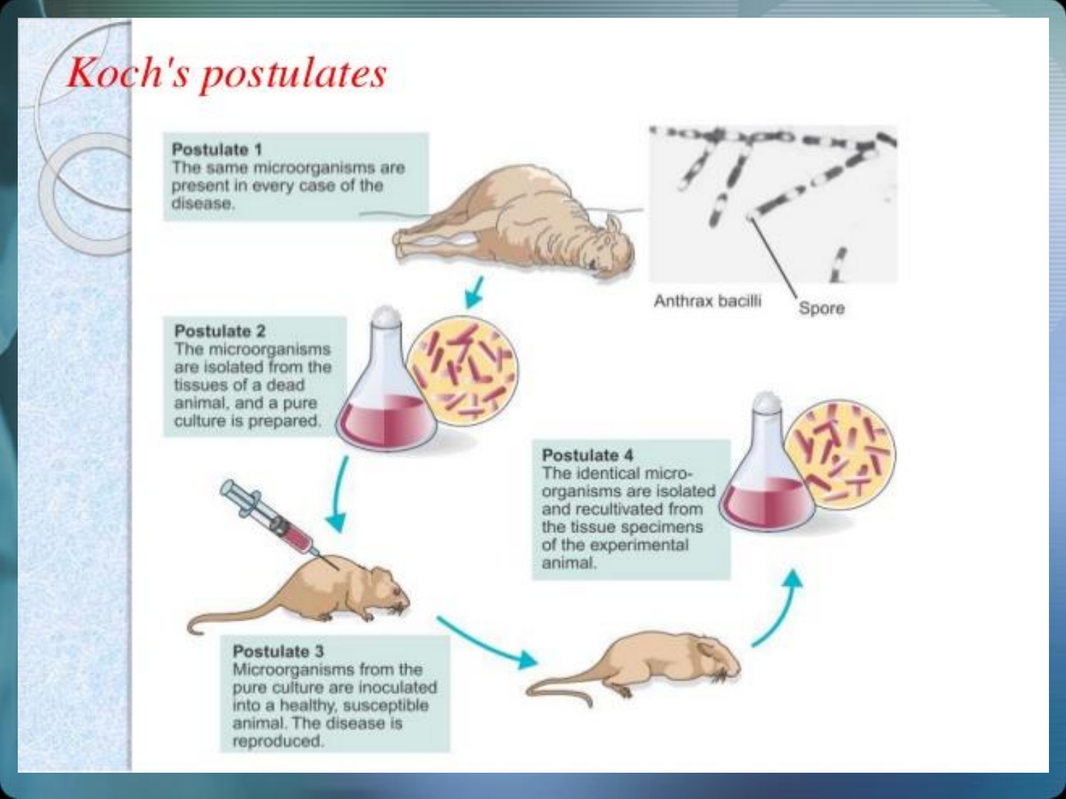# Koch's postulates

**Postulate 1**
The same microorganisms are present in every case of the disease.

Anthrax bacilli

Spore

**Postulate 2**
The microorganisms are isolated from the tissues of a dead animal, and a pure culture is prepared.

**Postulate 3**
Microorganisms from the pure culture are inoculated into a healthy, susceptible animal. The disease is reproduced.

**Postulate 4**
The identical micro-organisms are isolated and recultivated from the tissue specimens of the experimental animal.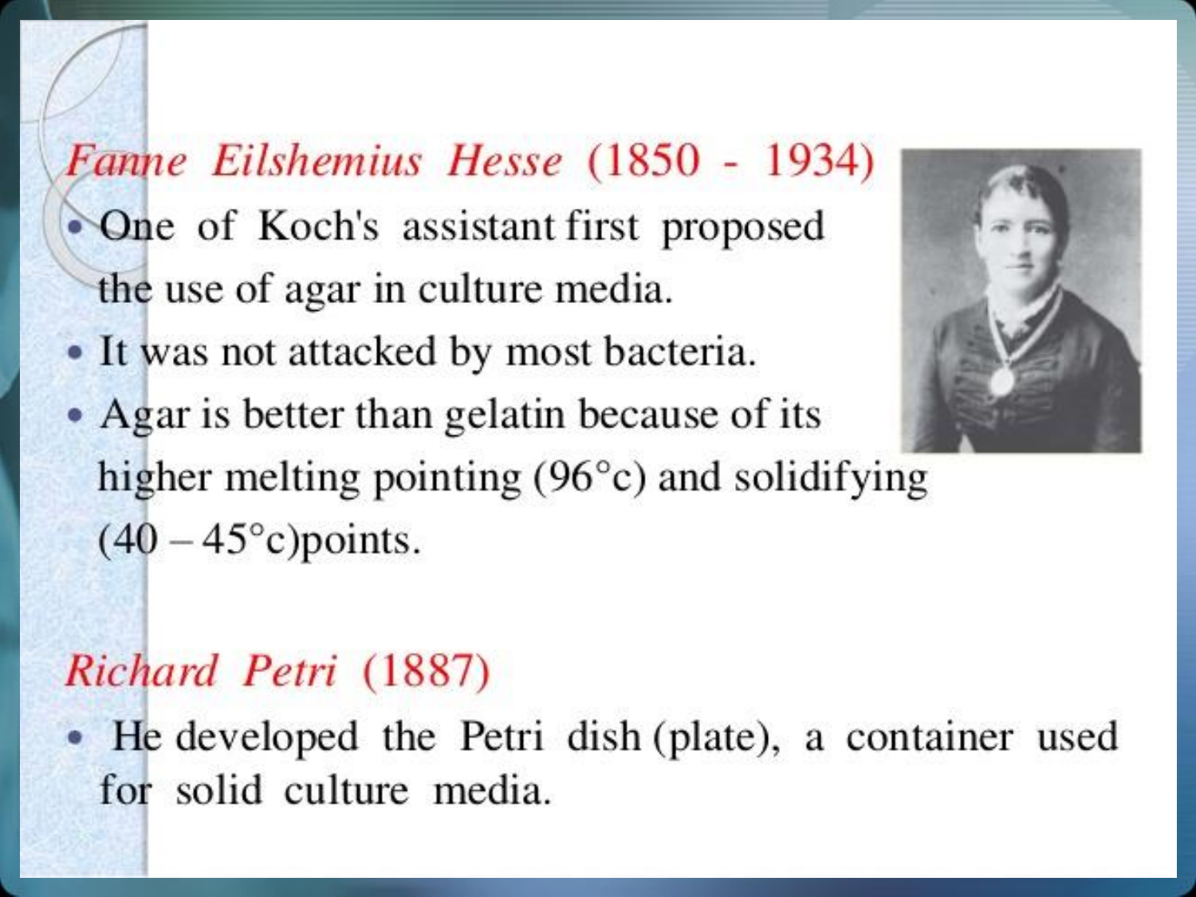## *Fanne Eilshemius Hesse* (1850 - 1934)

- One of Koch's assistant first proposed the use of agar in culture media.
- It was not attacked by most bacteria.
- Agar is better than gelatin because of its higher melting pointing (96°c) and solidifying (40 – 45°c)points.

## *Richard Petri* (1887)

- He developed the Petri dish (plate), a container used for solid culture media.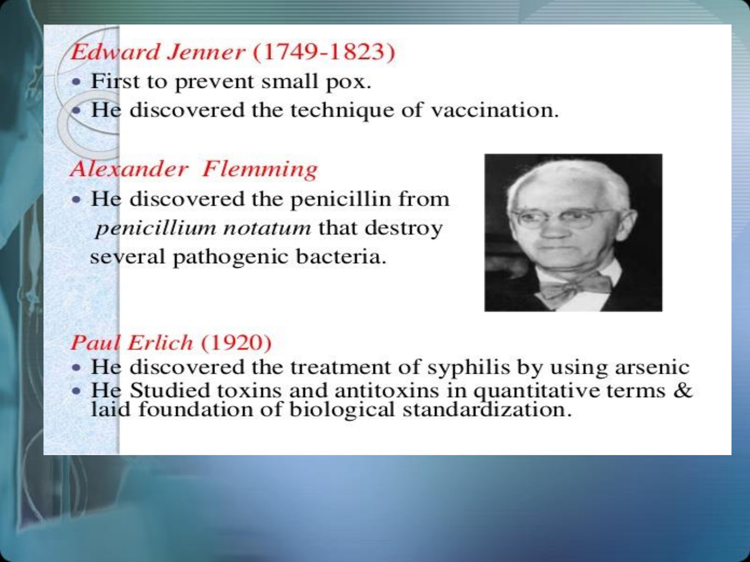### *Edward Jenner* (1749-1823)

- First to prevent small pox.
- He discovered the technique of vaccination.

### *Alexander Flemming*

- He discovered the penicillin from *penicillium notatum* that destroy several pathogenic bacteria.

### *Paul Erlich* (1920)

- He discovered the treatment of syphilis by using arsenic
- He Studied toxins and antitoxins in quantitative terms & laid foundation of biological standardization.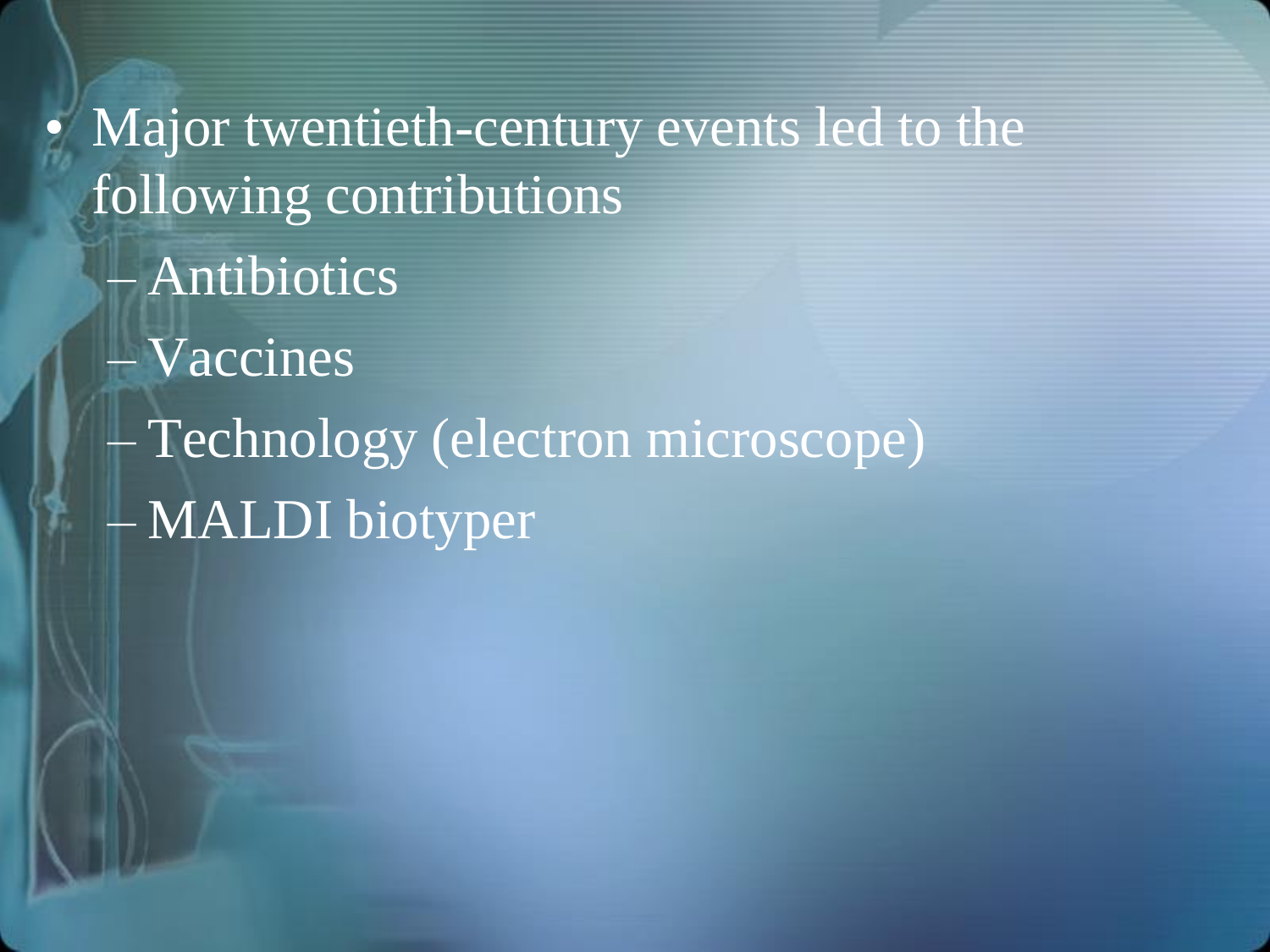- Major twentieth-century events led to the following contributions
  - Antibiotics
  - Vaccines
  - Technology (electron microscope)
  - MALDI biotyper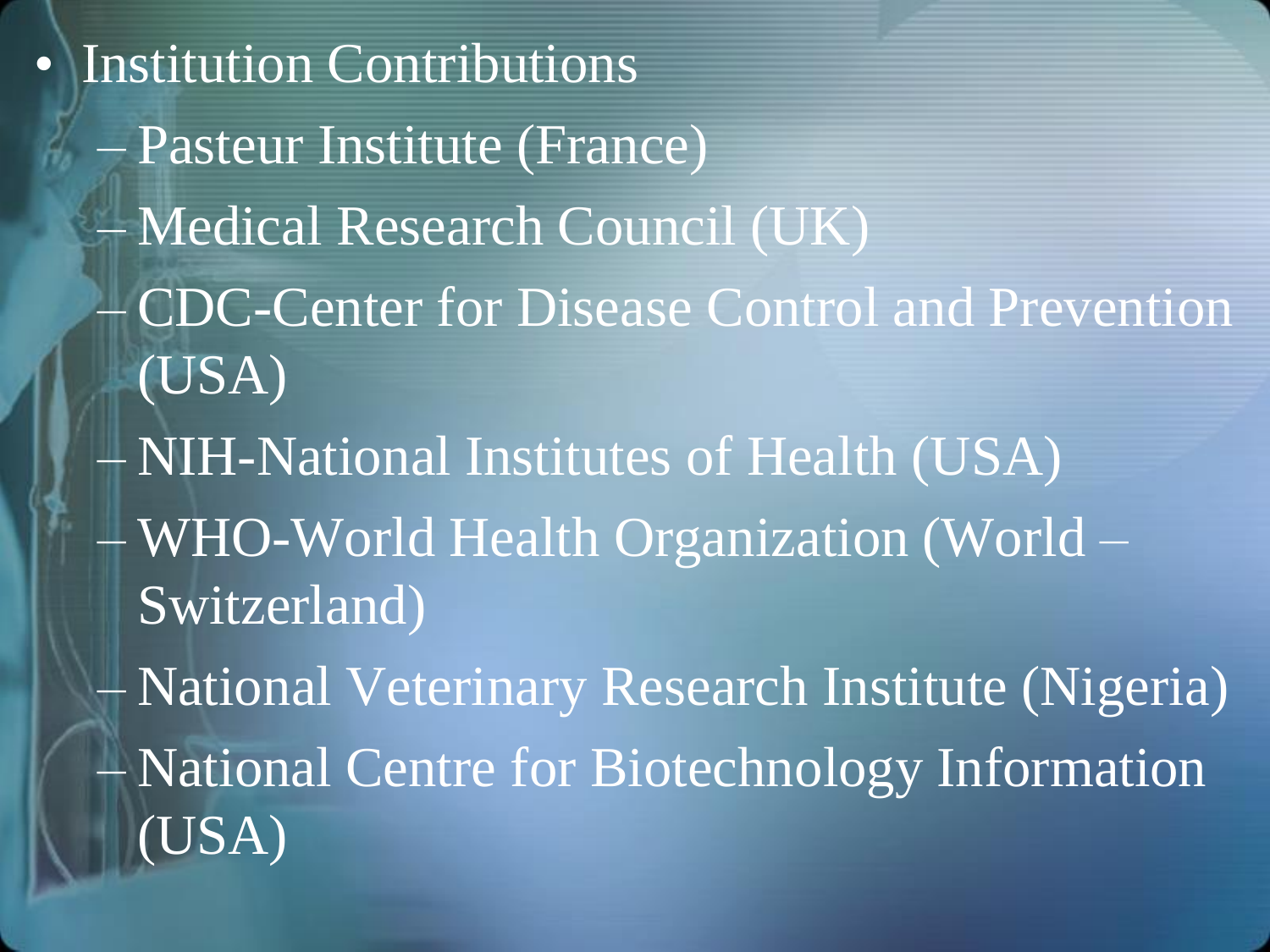- Institution Contributions
  - Pasteur Institute (France)
  - Medical Research Council (UK)
  - CDC-Center for Disease Control and Prevention (USA)
  - NIH-National Institutes of Health (USA)
  - WHO-World Health Organization (World – Switzerland)
  - National Veterinary Research Institute (Nigeria)
  - National Centre for Biotechnology Information (USA)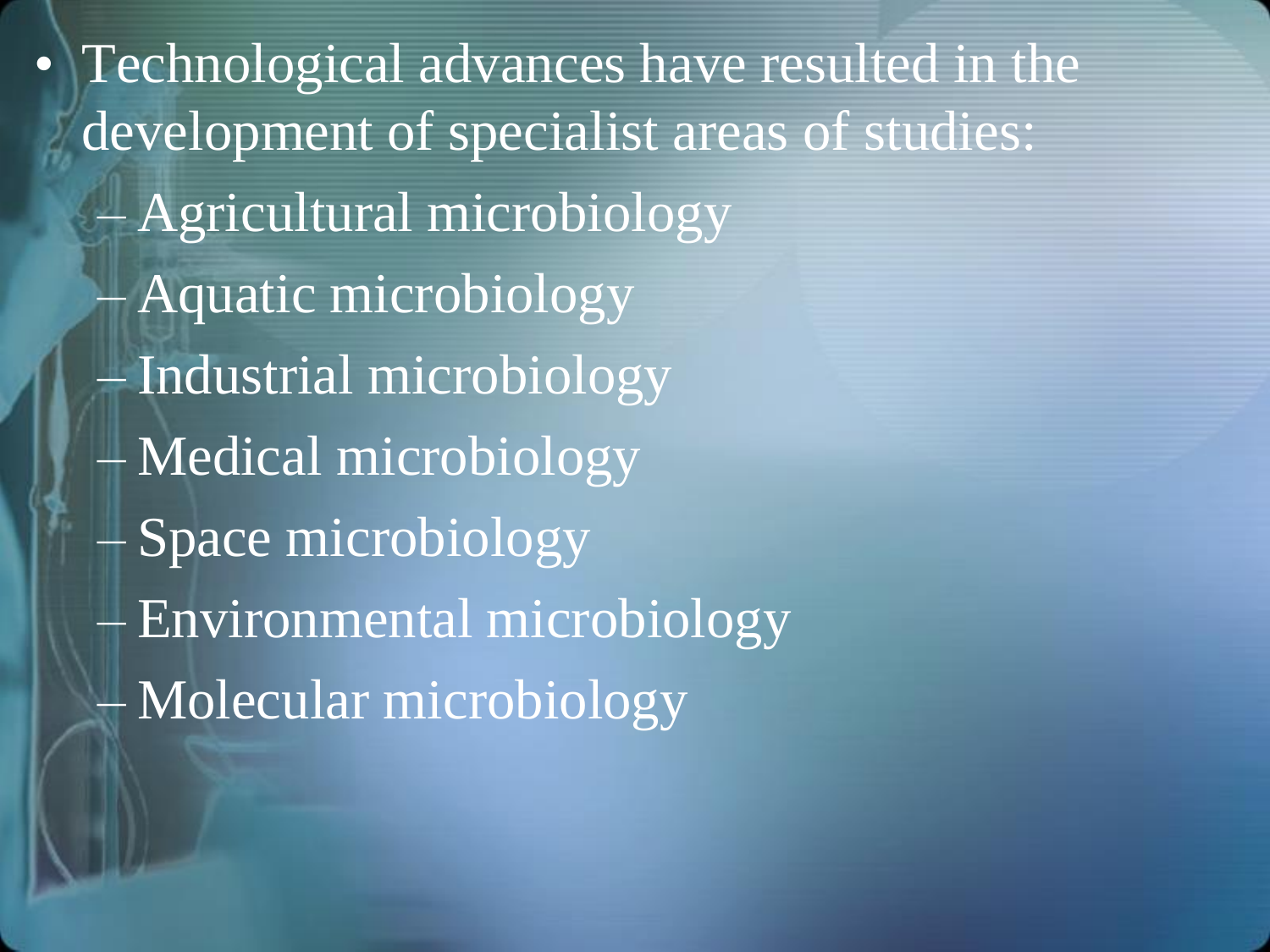- Technological advances have resulted in the development of specialist areas of studies:
  - Agricultural microbiology
  - Aquatic microbiology
  - Industrial microbiology
  - Medical microbiology
  - Space microbiology
  - Environmental microbiology
  - Molecular microbiology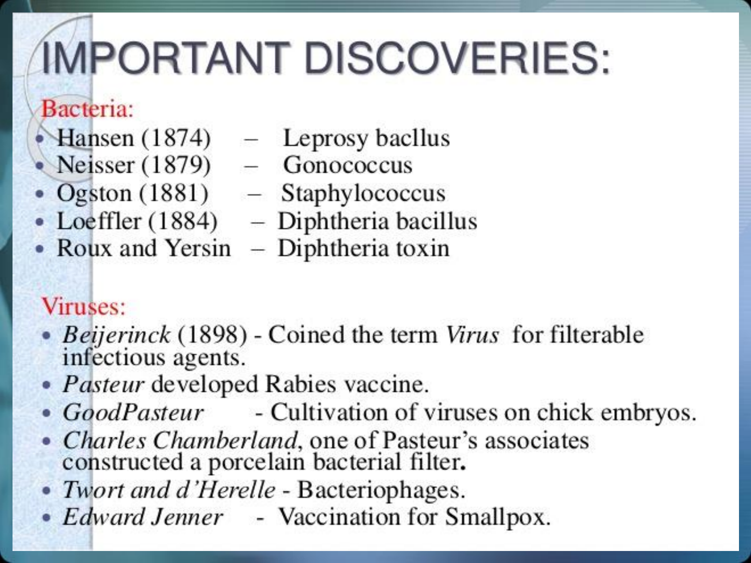# IMPORTANT DISCOVERIES:

Bacteria:

- Hansen (1874) – Leprosy bacllus
- Neisser (1879) – Gonococcus
- Ogston (1881) – Staphylococcus
- Loeffler (1884) – Diphtheria bacillus
- Roux and Yersin – Diphtheria toxin

Viruses:

- *Beijerinck* (1898) - Coined the term *Virus* for filterable infectious agents.
- *Pasteur* developed Rabies vaccine.
- *GoodPasteur* - Cultivation of viruses on chick embryos.
- *Charles Chamberland*, one of Pasteur's associates constructed a porcelain bacterial filter.
- *Twort and d'Herelle* - Bacteriophages.
- *Edward Jenner* - Vaccination for Smallpox.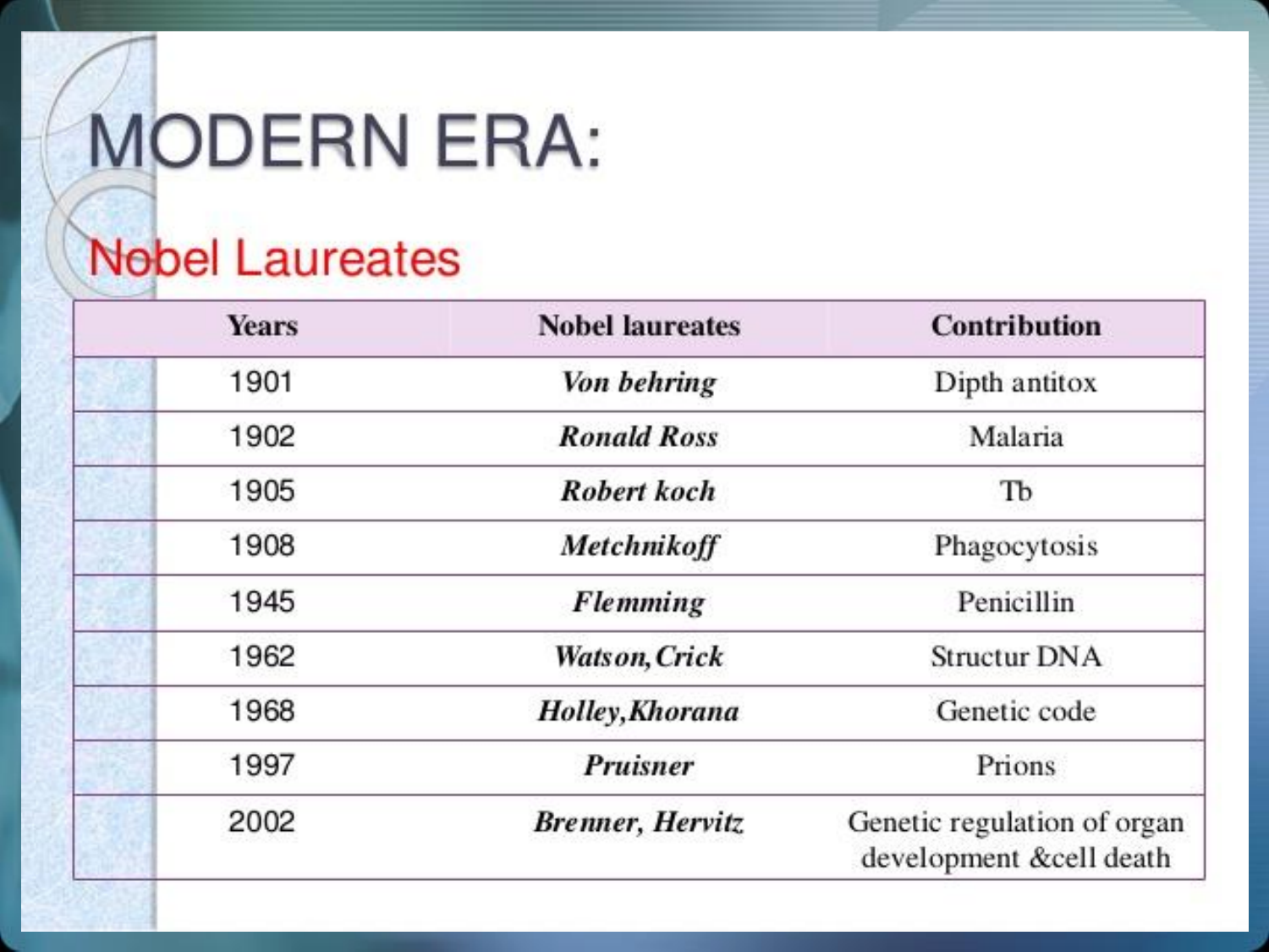# MODERN ERA:

## Nobel Laureates

| Years | Nobel laureates | Contribution |
|---|---|---|
| 1901 | ***Von behring*** | Dipth antitox |
| 1902 | ***Ronald Ross*** | Malaria |
| 1905 | ***Robert koch*** | Tb |
| 1908 | ***Metchnikoff*** | Phagocytosis |
| 1945 | ***Flemming*** | Penicillin |
| 1962 | ***Watson, Crick*** | Structur DNA |
| 1968 | ***Holley, Khorana*** | Genetic code |
| 1997 | ***Pruisner*** | Prions |
| 2002 | ***Brenner, Hervitz*** | Genetic regulation of organ development &cell death |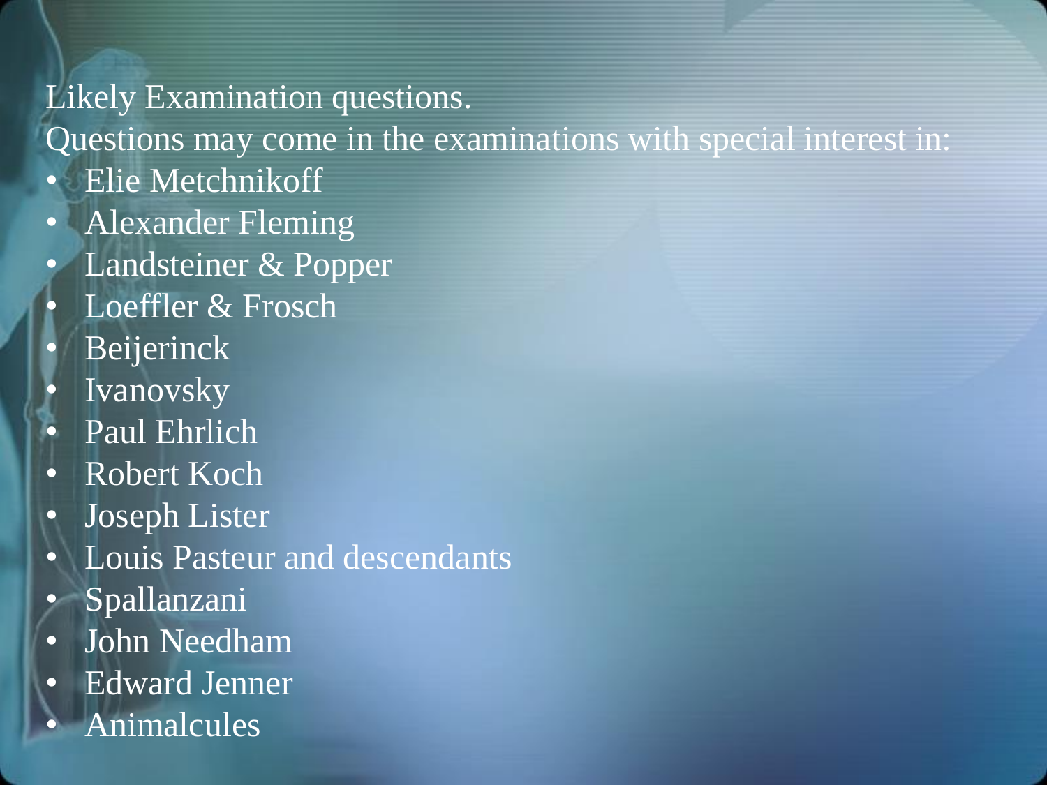Likely Examination questions.

Questions may come in the examinations with special interest in:

- Elie Metchnikoff
- Alexander Fleming
- Landsteiner & Popper
- Loeffler & Frosch
- Beijerinck
- Ivanovsky
- Paul Ehrlich
- Robert Koch
- Joseph Lister
- Louis Pasteur and descendants
- Spallanzani
- John Needham
- Edward Jenner
- Animalcules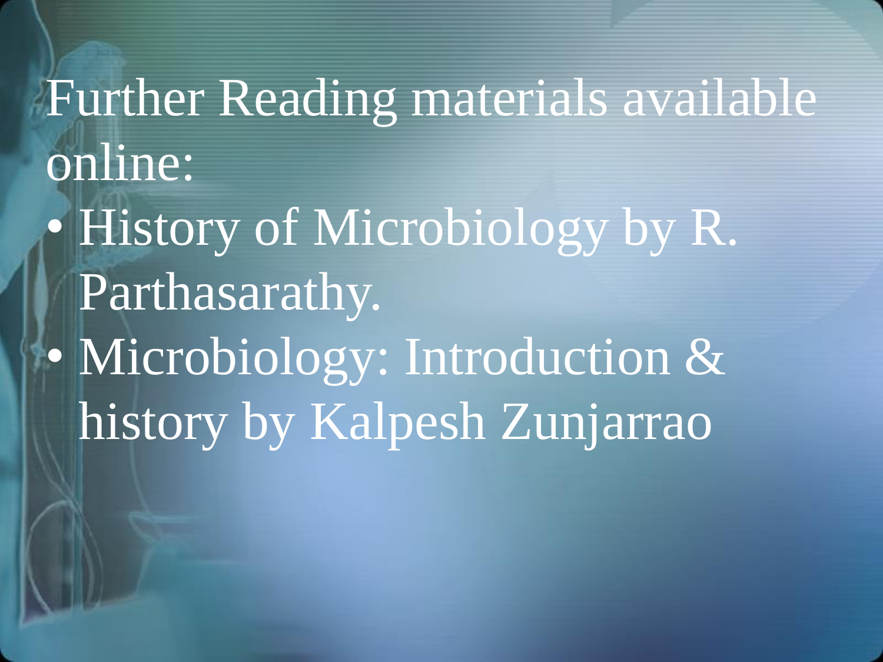# Further Reading materials available online:

- History of Microbiology by R. Parthasarathy.
- Microbiology: Introduction & history by Kalpesh Zunjarrao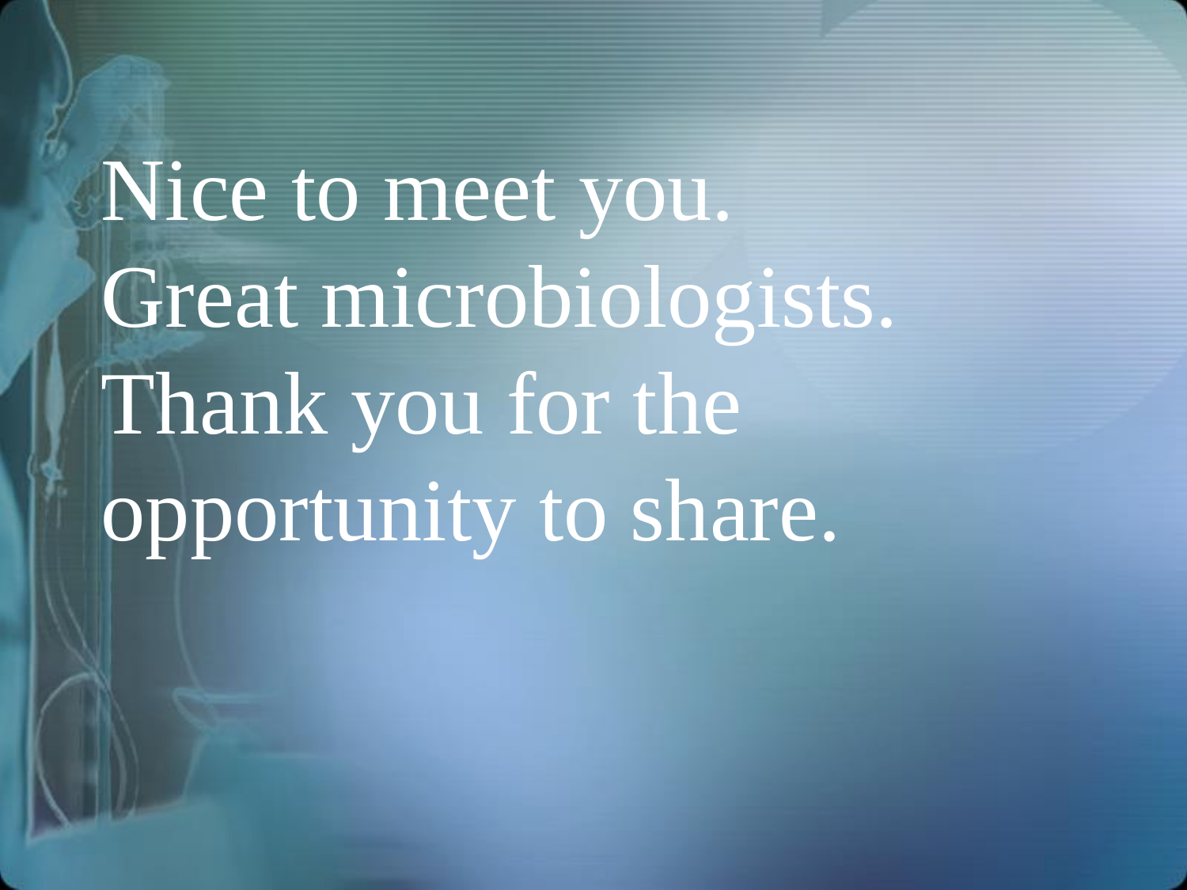Nice to meet you.
Great microbiologists.
Thank you for the opportunity to share.